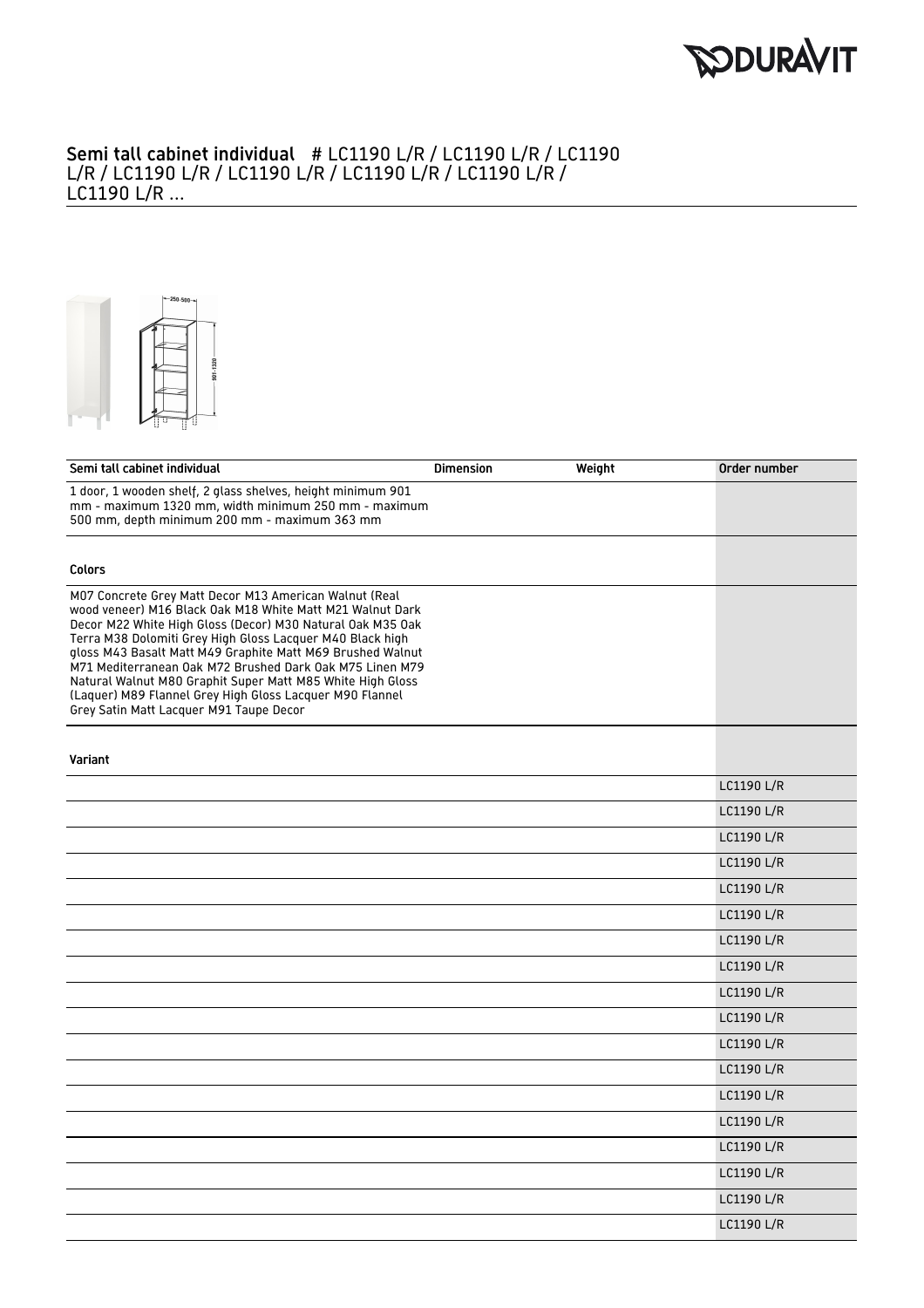## Semi tall cabinet individual # LC1190 L/R / LC1190 L/R / LC1190 L/R / LC1190 L/R / LC1190 L/R / LC1190 L/R / LC1190 L/R / LC1190 L/R ...

250-500

901-1320

| Semi tall cabinet individual | Dimension | Weight | Order number |
|---|---|---|---|
| 1 door, 1 wooden shelf, 2 glass shelves, height minimum 901 mm - maximum 1320 mm, width minimum 250 mm - maximum 500 mm, depth minimum 200 mm - maximum 363 mm | | | |
| **Colors** | | | |
| M07 Concrete Grey Matt Decor M13 American Walnut (Real wood veneer) M16 Black Oak M18 White Matt M21 Walnut Dark Decor M22 White High Gloss (Decor) M30 Natural Oak M35 Oak Terra M38 Dolomiti Grey High Gloss Lacquer M40 Black high gloss M43 Basalt Matt M49 Graphite Matt M69 Brushed Walnut M71 Mediterranean Oak M72 Brushed Dark Oak M75 Linen M79 Natural Walnut M80 Graphit Super Matt M85 White High Gloss (Laquer) M89 Flannel Grey High Gloss Lacquer M90 Flannel Grey Satin Matt Lacquer M91 Taupe Decor | | | |
| **Variant** | | | |
| | | | LC1190 L/R |
| | | | LC1190 L/R |
| | | | LC1190 L/R |
| | | | LC1190 L/R |
| | | | LC1190 L/R |
| | | | LC1190 L/R |
| | | | LC1190 L/R |
| | | | LC1190 L/R |
| | | | LC1190 L/R |
| | | | LC1190 L/R |
| | | | LC1190 L/R |
| | | | LC1190 L/R |
| | | | LC1190 L/R |
| | | | LC1190 L/R |
| | | | LC1190 L/R |
| | | | LC1190 L/R |
| | | | LC1190 L/R |
| | | | LC1190 L/R |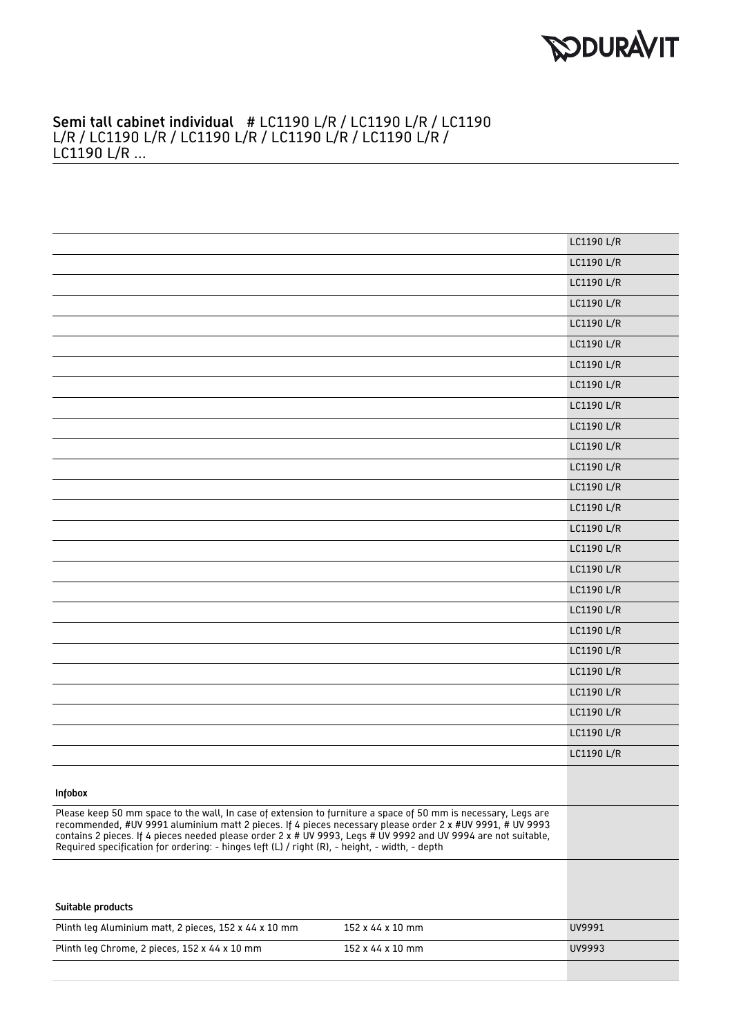## Semi tall cabinet individual # LC1190 L/R / LC1190 L/R / LC1190 L/R / LC1190 L/R / LC1190 L/R / LC1190 L/R / LC1190 L/R / LC1190 L/R ...

| | |
|---|---|
| | LC1190 L/R |
| | LC1190 L/R |
| | LC1190 L/R |
| | LC1190 L/R |
| | LC1190 L/R |
| | LC1190 L/R |
| | LC1190 L/R |
| | LC1190 L/R |
| | LC1190 L/R |
| | LC1190 L/R |
| | LC1190 L/R |
| | LC1190 L/R |
| | LC1190 L/R |
| | LC1190 L/R |
| | LC1190 L/R |
| | LC1190 L/R |
| | LC1190 L/R |
| | LC1190 L/R |
| | LC1190 L/R |
| | LC1190 L/R |
| | LC1190 L/R |
| | LC1190 L/R |
| | LC1190 L/R |
| | LC1190 L/R |
| | LC1190 L/R |
| | LC1190 L/R |

**Infobox**

Please keep 50 mm space to the wall, In case of extension to furniture a space of 50 mm is necessary, Legs are recommended, #UV 9991 aluminium matt 2 pieces. If 4 pieces necessary please order 2 x #UV 9991, # UV 9993 contains 2 pieces. If 4 pieces needed please order 2 x # UV 9993, Legs # UV 9992 and UV 9994 are not suitable, Required specification for ordering: - hinges left (L) / right (R), - height, - width, - depth

**Suitable products**

| | | |
|---|---|---|
| Plinth leg Aluminium matt, 2 pieces, 152 x 44 x 10 mm | 152 x 44 x 10 mm | UV9991 |
| Plinth leg Chrome, 2 pieces, 152 x 44 x 10 mm | 152 x 44 x 10 mm | UV9993 |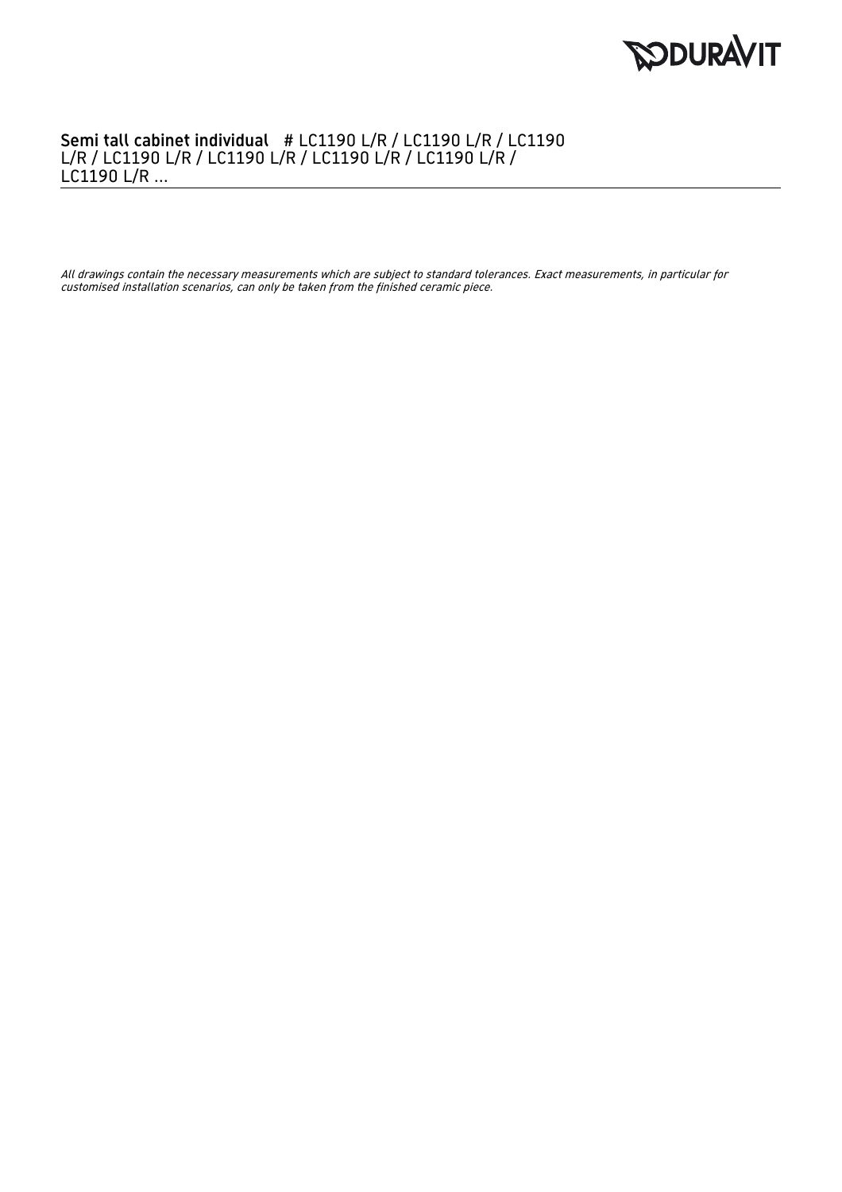**Semi tall cabinet individual** # LC1190 L/R / LC1190 L/R / LC1190 L/R / LC1190 L/R / LC1190 L/R / LC1190 L/R / LC1190 L/R / LC1190 L/R ...

*All drawings contain the necessary measurements which are subject to standard tolerances. Exact measurements, in particular for customised installation scenarios, can only be taken from the finished ceramic piece.*